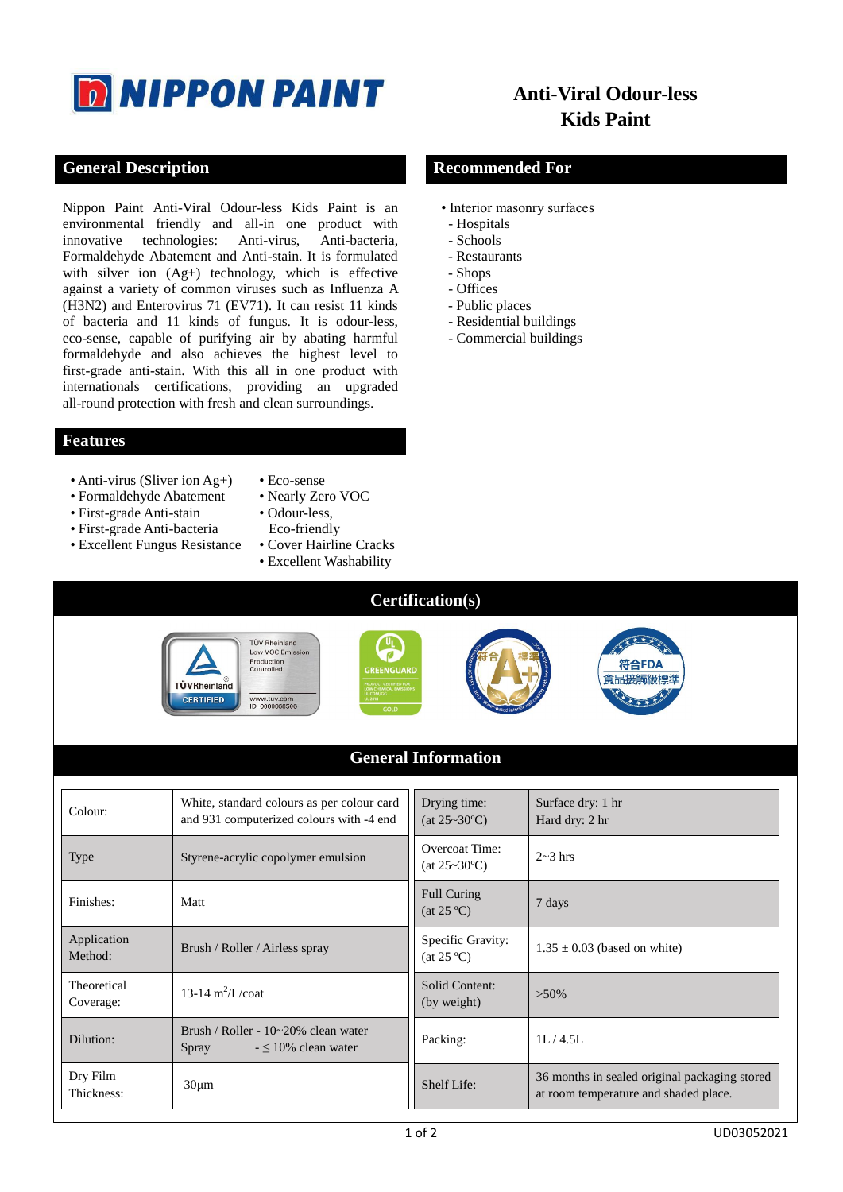# NIPPON PAINT

# Anti-Viral Odour-less Kids Paint

## General Description

Nippon Paint Anti-Viral Odour-less Kids Paint is an environmental friendly and all-in one product with innovative technologies: Anti-virus, Anti-bacteria, Formaldehyde Abatement and Anti-stain. It is formulated with silver ion (Ag+) technology, which is effective against a variety of common viruses such as Influenza A (H3N2) and Enterovirus 71 (EV71). It can resist 11 kinds of bacteria and 11 kinds of fungus. It is odour-less, eco-sense, capable of purifying air by abating harmful formaldehyde and also achieves the highest level to first-grade anti-stain. With this all in one product with internationals certifications, providing an upgraded all-round protection with fresh and clean surroundings.

## Recommended For

- Interior masonry surfaces
  - Hospitals
  - Schools
  - Restaurants
  - Shops
  - Offices
  - Public places
  - Residential buildings
  - Commercial buildings

## Features

- Anti-virus (Sliver ion Ag+)
- Formaldehyde Abatement
- First-grade Anti-stain
- First-grade Anti-bacteria
- Excellent Fungus Resistance
- Eco-sense
- Nearly Zero VOC
- Odour-less, Eco-friendly
- Cover Hairline Cracks
- Excellent Washability

## Certification(s)

## General Information

| Colour: | White, standard colours as per colour card and 931 computerized colours with -4 end | Drying time: (at 25~30ºC) | Surface dry: 1 hr Hard dry: 2 hr |
|---|---|---|---|
| Type | Styrene-acrylic copolymer emulsion | Overcoat Time: (at 25~30ºC) | 2~3 hrs |
| Finishes: | Matt | Full Curing (at 25 ºC) | 7 days |
| Application Method: | Brush / Roller / Airless spray | Specific Gravity: (at 25 ºC) | 1.35 ± 0.03 (based on white) |
| Theoretical Coverage: | 13-14 $m^2$/L/coat | Solid Content: (by weight) | >50% |
| Dilution: | Brush / Roller - 10~20% clean water<br>Spray - ≤ 10% clean water | Packing: | 1L / 4.5L |
| Dry Film Thickness: | 30µm | Shelf Life: | 36 months in sealed original packaging stored at room temperature and shaded place. |

UD03052021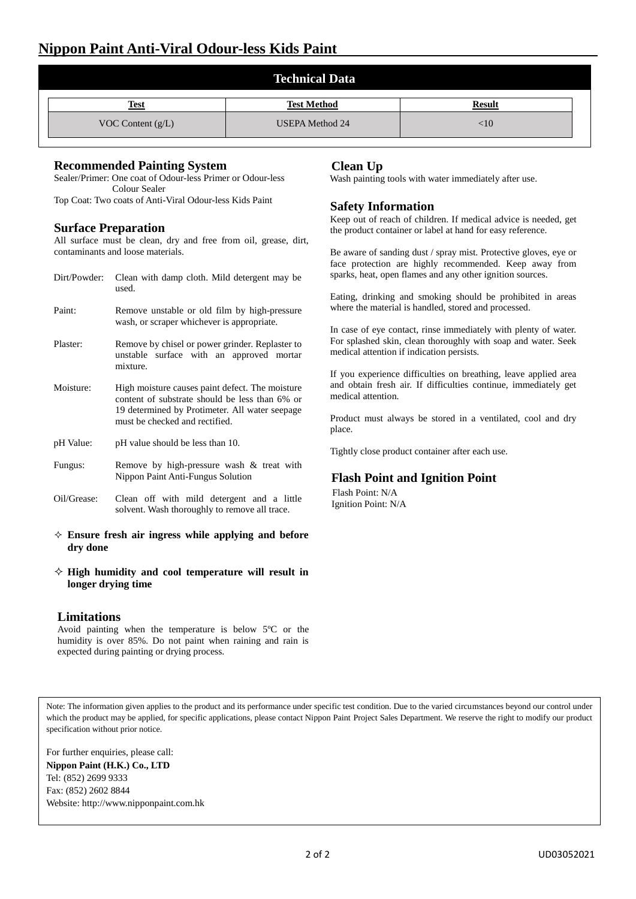# Nippon Paint Anti-Viral Odour-less Kids Paint

## Technical Data

| Test | Test Method | Result |
|---|---|---|
| VOC Content (g/L) | USEPA Method 24 | <10 |

### Recommended Painting System

Sealer/Primer: One coat of Odour-less Primer or Odour-less Colour Sealer
Top Coat: Two coats of Anti-Viral Odour-less Kids Paint

### Surface Preparation

All surface must be clean, dry and free from oil, grease, dirt, contaminants and loose materials.

| | |
|---|---|
| Dirt/Powder: | Clean with damp cloth. Mild detergent may be used. |
| Paint: | Remove unstable or old film by high-pressure wash, or scraper whichever is appropriate. |
| Plaster: | Remove by chisel or power grinder. Replaster to unstable surface with an approved mortar mixture. |
| Moisture: | High moisture causes paint defect. The moisture content of substrate should be less than 6% or 19 determined by Protimeter. All water seepage must be checked and rectified. |
| pH Value: | pH value should be less than 10. |
| Fungus: | Remove by high-pressure wash & treat with Nippon Paint Anti-Fungus Solution |
| Oil/Grease: | Clean off with mild detergent and a little solvent. Wash thoroughly to remove all trace. |

- **Ensure fresh air ingress while applying and before dry done**
- **High humidity and cool temperature will result in longer drying time**

### Limitations

Avoid painting when the temperature is below 5ºC or the humidity is over 85%. Do not paint when raining and rain is expected during painting or drying process.

### Clean Up

Wash painting tools with water immediately after use.

### Safety Information

Keep out of reach of children. If medical advice is needed, get the product container or label at hand for easy reference.

Be aware of sanding dust / spray mist. Protective gloves, eye or face protection are highly recommended. Keep away from sparks, heat, open flames and any other ignition sources.

Eating, drinking and smoking should be prohibited in areas where the material is handled, stored and processed.

In case of eye contact, rinse immediately with plenty of water. For splashed skin, clean thoroughly with soap and water. Seek medical attention if indication persists.

If you experience difficulties on breathing, leave applied area and obtain fresh air. If difficulties continue, immediately get medical attention.

Product must always be stored in a ventilated, cool and dry place.

Tightly close product container after each use.

### Flash Point and Ignition Point

Flash Point: N/A
Ignition Point: N/A

Note: The information given applies to the product and its performance under specific test condition. Due to the varied circumstances beyond our control under which the product may be applied, for specific applications, please contact Nippon Paint Project Sales Department. We reserve the right to modify our product specification without prior notice.

For further enquiries, please call:
**Nippon Paint (H.K.) Co., LTD**
Tel: (852) 2699 9333
Fax: (852) 2602 8844
Website: http://www.nipponpaint.com.hk

UD03052021